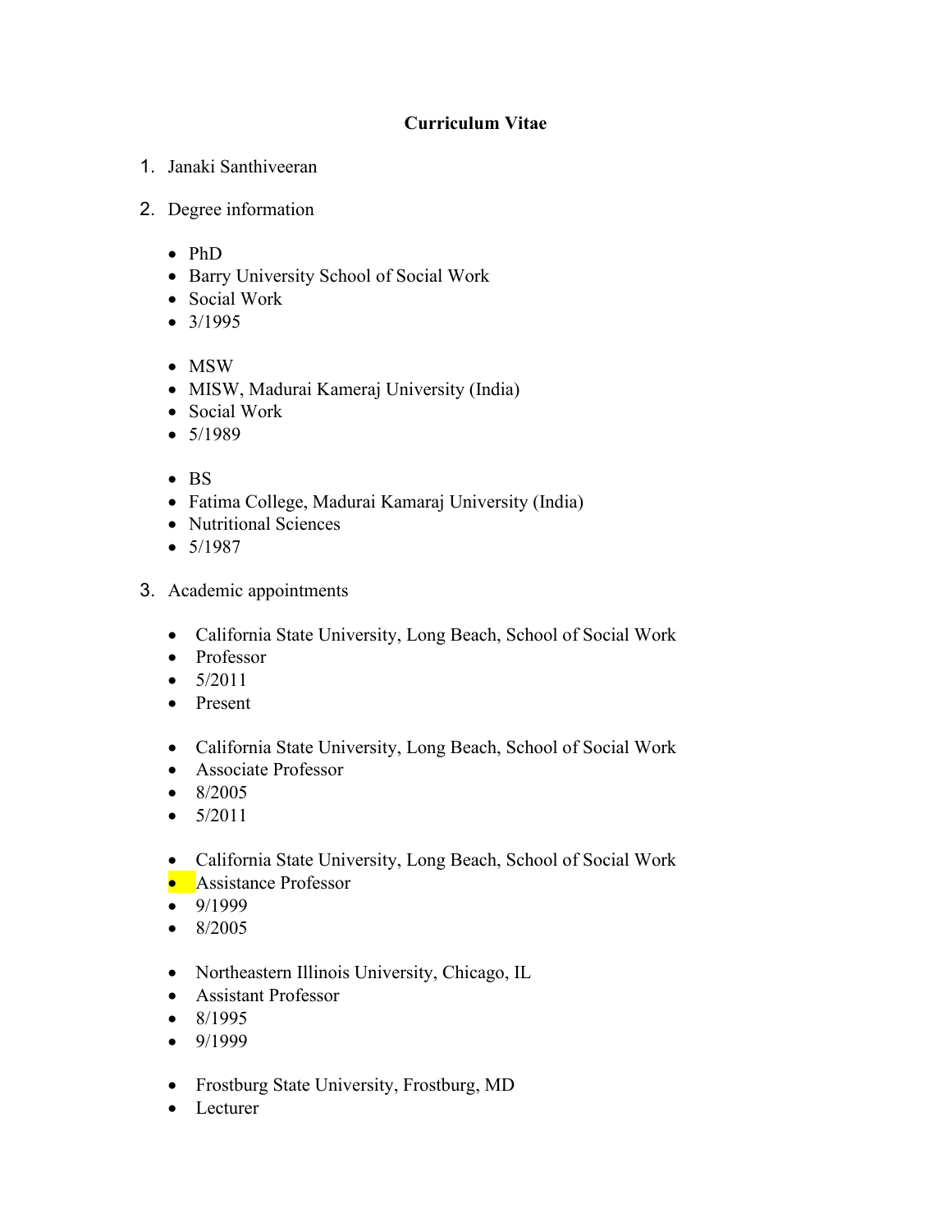**Curriculum Vitae**

1. Janaki Santhiveeran

2. Degree information

- PhD
- Barry University School of Social Work
- Social Work
- 3/1995

- MSW
- MISW, Madurai Kameraj University (India)
- Social Work
- 5/1989

- BS
- Fatima College, Madurai Kamaraj University (India)
- Nutritional Sciences
- 5/1987

3. Academic appointments

- California State University, Long Beach, School of Social Work
- Professor
- 5/2011
- Present

- California State University, Long Beach, School of Social Work
- Associate Professor
- 8/2005
- 5/2011

- California State University, Long Beach, School of Social Work
- Assistance Professor
- 9/1999
- 8/2005

- Northeastern Illinois University, Chicago, IL
- Assistant Professor
- 8/1995
- 9/1999

- Frostburg State University, Frostburg, MD
- Lecturer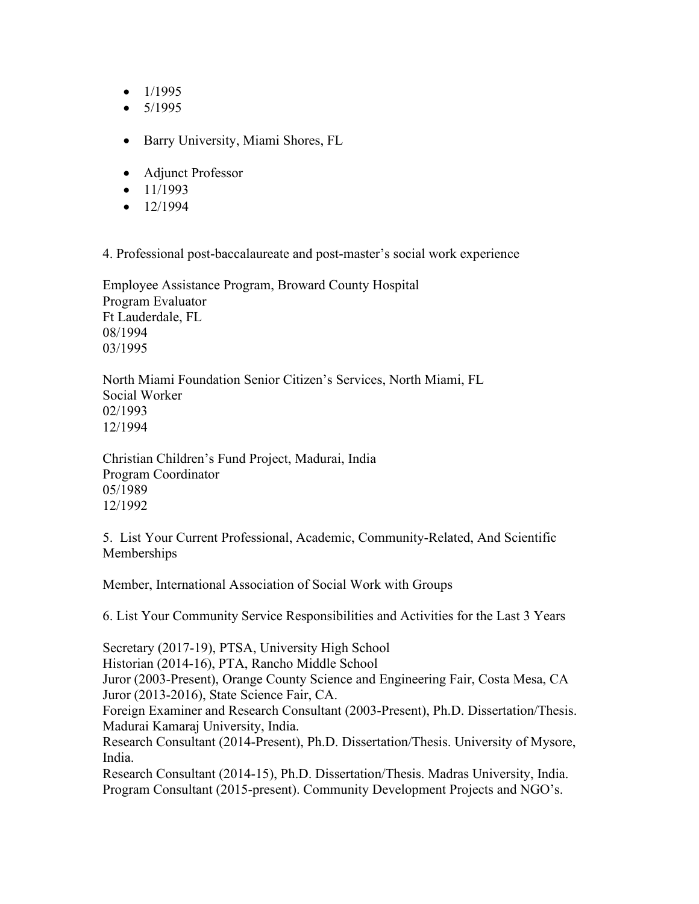- 1/1995
- 5/1995

- Barry University, Miami Shores, FL

- Adjunct Professor
- 11/1993
- 12/1994

4. Professional post-baccalaureate and post-master's social work experience

Employee Assistance Program, Broward County Hospital
Program Evaluator
Ft Lauderdale, FL
08/1994
03/1995

North Miami Foundation Senior Citizen's Services, North Miami, FL
Social Worker
02/1993
12/1994

Christian Children's Fund Project, Madurai, India
Program Coordinator
05/1989
12/1992

5. List Your Current Professional, Academic, Community-Related, And Scientific Memberships

Member, International Association of Social Work with Groups

6. List Your Community Service Responsibilities and Activities for the Last 3 Years

Secretary (2017-19), PTSA, University High School
Historian (2014-16), PTA, Rancho Middle School
Juror (2003-Present), Orange County Science and Engineering Fair, Costa Mesa, CA
Juror (2013-2016), State Science Fair, CA.
Foreign Examiner and Research Consultant (2003-Present), Ph.D. Dissertation/Thesis. Madurai Kamaraj University, India.
Research Consultant (2014-Present), Ph.D. Dissertation/Thesis. University of Mysore, India.
Research Consultant (2014-15), Ph.D. Dissertation/Thesis. Madras University, India.
Program Consultant (2015-present). Community Development Projects and NGO's.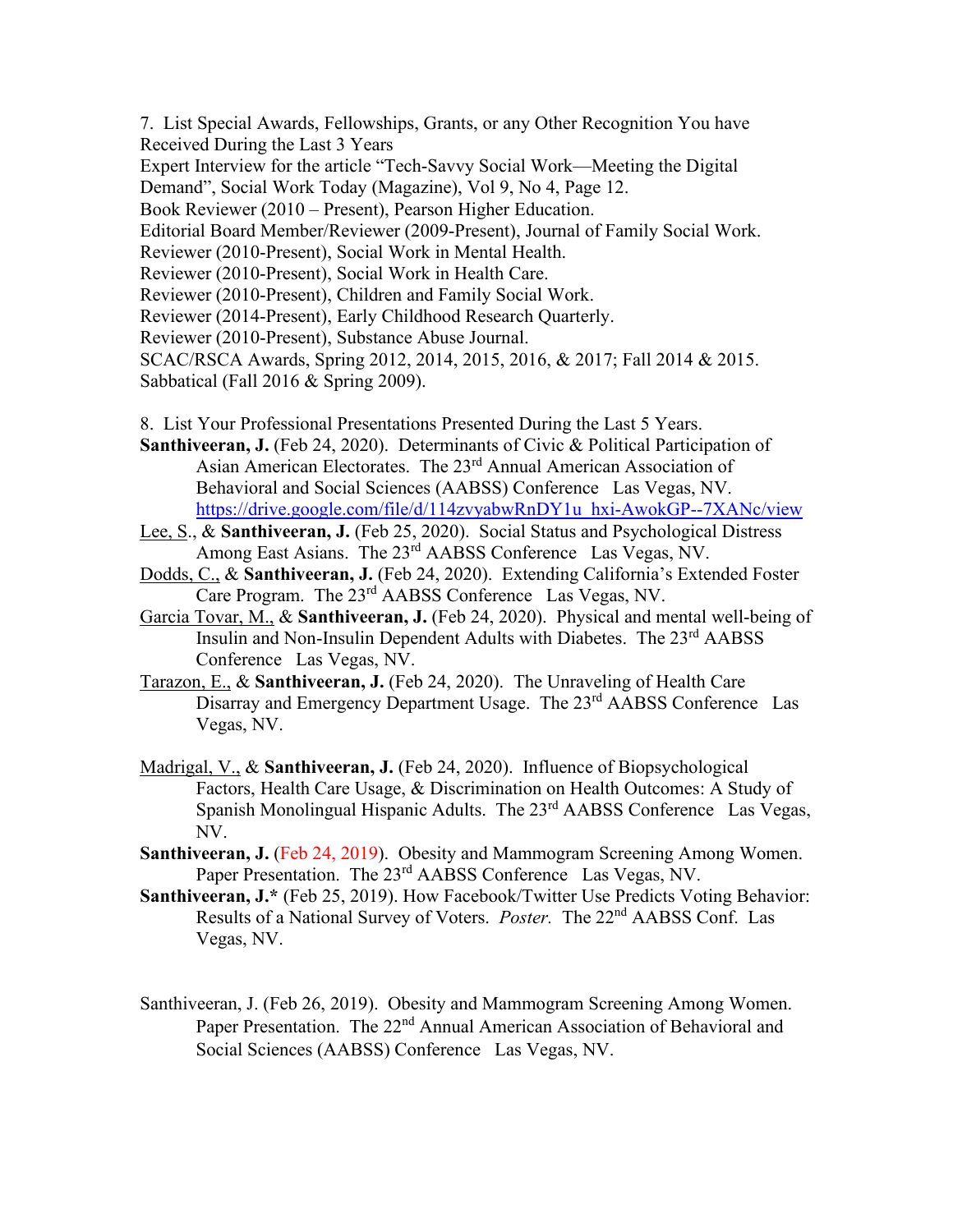7. List Special Awards, Fellowships, Grants, or any Other Recognition You have Received During the Last 3 Years

Expert Interview for the article "Tech-Savvy Social Work—Meeting the Digital Demand", Social Work Today (Magazine), Vol 9, No 4, Page 12.
Book Reviewer (2010 – Present), Pearson Higher Education.
Editorial Board Member/Reviewer (2009-Present), Journal of Family Social Work.
Reviewer (2010-Present), Social Work in Mental Health.
Reviewer (2010-Present), Social Work in Health Care.
Reviewer (2010-Present), Children and Family Social Work.
Reviewer (2014-Present), Early Childhood Research Quarterly.
Reviewer (2010-Present), Substance Abuse Journal.
SCAC/RSCA Awards, Spring 2012, 2014, 2015, 2016, & 2017; Fall 2014 & 2015.
Sabbatical (Fall 2016 & Spring 2009).

8. List Your Professional Presentations Presented During the Last 5 Years.

**Santhiveeran, J.** (Feb 24, 2020). Determinants of Civic & Political Participation of Asian American Electorates. The 23rd Annual American Association of Behavioral and Social Sciences (AABSS) Conference Las Vegas, NV. https://drive.google.com/file/d/114zvyabwRnDY1u_hxi-AwokGP--7XANc/view

Lee, S., & **Santhiveeran, J.** (Feb 25, 2020). Social Status and Psychological Distress Among East Asians. The 23rd AABSS Conference Las Vegas, NV.

Dodds, C., & **Santhiveeran, J.** (Feb 24, 2020). Extending California's Extended Foster Care Program. The 23rd AABSS Conference Las Vegas, NV.

Garcia Tovar, M., & **Santhiveeran, J.** (Feb 24, 2020). Physical and mental well-being of Insulin and Non-Insulin Dependent Adults with Diabetes. The 23rd AABSS Conference Las Vegas, NV.

Tarazon, E., & **Santhiveeran, J.** (Feb 24, 2020). The Unraveling of Health Care Disarray and Emergency Department Usage. The 23rd AABSS Conference Las Vegas, NV.

Madrigal, V., & **Santhiveeran, J.** (Feb 24, 2020). Influence of Biopsychological Factors, Health Care Usage, & Discrimination on Health Outcomes: A Study of Spanish Monolingual Hispanic Adults. The 23rd AABSS Conference Las Vegas, NV.

**Santhiveeran, J.** (Feb 24, 2019). Obesity and Mammogram Screening Among Women. Paper Presentation. The 23rd AABSS Conference Las Vegas, NV.

**Santhiveeran, J.*** (Feb 25, 2019). How Facebook/Twitter Use Predicts Voting Behavior: Results of a National Survey of Voters. *Poster.* The 22nd AABSS Conf. Las Vegas, NV.

Santhiveeran, J. (Feb 26, 2019). Obesity and Mammogram Screening Among Women. Paper Presentation. The 22nd Annual American Association of Behavioral and Social Sciences (AABSS) Conference Las Vegas, NV.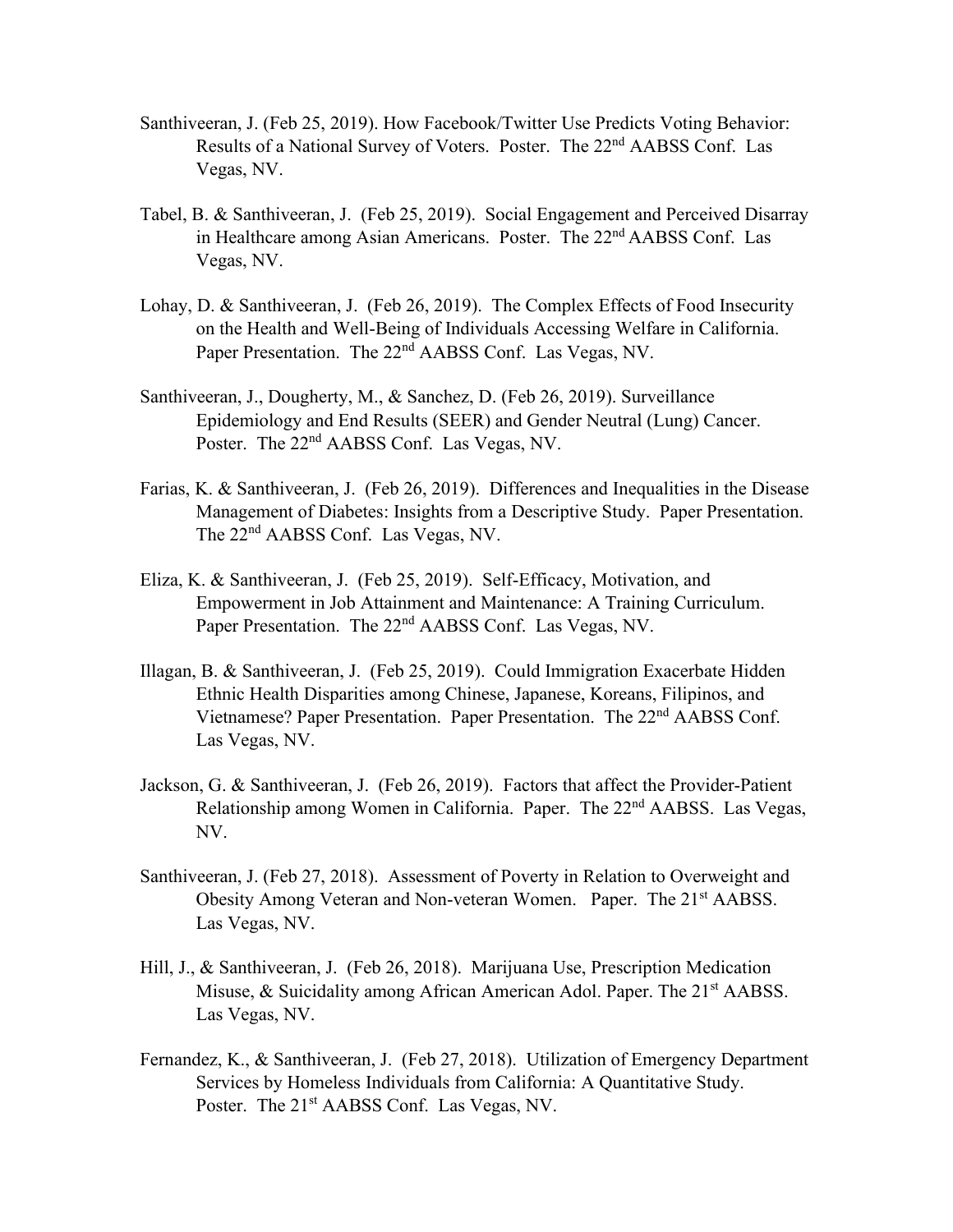Santhiveeran, J. (Feb 25, 2019). How Facebook/Twitter Use Predicts Voting Behavior: Results of a National Survey of Voters. Poster. The 22nd AABSS Conf. Las Vegas, NV.

Tabel, B. & Santhiveeran, J. (Feb 25, 2019). Social Engagement and Perceived Disarray in Healthcare among Asian Americans. Poster. The 22nd AABSS Conf. Las Vegas, NV.

Lohay, D. & Santhiveeran, J. (Feb 26, 2019). The Complex Effects of Food Insecurity on the Health and Well-Being of Individuals Accessing Welfare in California. Paper Presentation. The 22nd AABSS Conf. Las Vegas, NV.

Santhiveeran, J., Dougherty, M., & Sanchez, D. (Feb 26, 2019). Surveillance Epidemiology and End Results (SEER) and Gender Neutral (Lung) Cancer. Poster. The 22nd AABSS Conf. Las Vegas, NV.

Farias, K. & Santhiveeran, J. (Feb 26, 2019). Differences and Inequalities in the Disease Management of Diabetes: Insights from a Descriptive Study. Paper Presentation. The 22nd AABSS Conf. Las Vegas, NV.

Eliza, K. & Santhiveeran, J. (Feb 25, 2019). Self-Efficacy, Motivation, and Empowerment in Job Attainment and Maintenance: A Training Curriculum. Paper Presentation. The 22nd AABSS Conf. Las Vegas, NV.

Illagan, B. & Santhiveeran, J. (Feb 25, 2019). Could Immigration Exacerbate Hidden Ethnic Health Disparities among Chinese, Japanese, Koreans, Filipinos, and Vietnamese? Paper Presentation. Paper Presentation. The 22nd AABSS Conf. Las Vegas, NV.

Jackson, G. & Santhiveeran, J. (Feb 26, 2019). Factors that affect the Provider-Patient Relationship among Women in California. Paper. The 22nd AABSS. Las Vegas, NV.

Santhiveeran, J. (Feb 27, 2018). Assessment of Poverty in Relation to Overweight and Obesity Among Veteran and Non-veteran Women. Paper. The 21st AABSS. Las Vegas, NV.

Hill, J., & Santhiveeran, J. (Feb 26, 2018). Marijuana Use, Prescription Medication Misuse, & Suicidality among African American Adol. Paper. The 21st AABSS. Las Vegas, NV.

Fernandez, K., & Santhiveeran, J. (Feb 27, 2018). Utilization of Emergency Department Services by Homeless Individuals from California: A Quantitative Study. Poster. The 21st AABSS Conf. Las Vegas, NV.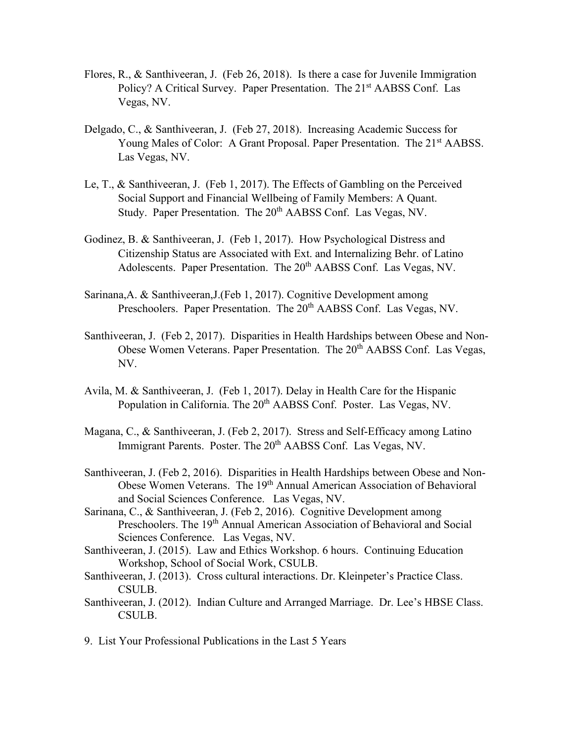Flores, R., & Santhiveeran, J. (Feb 26, 2018). Is there a case for Juvenile Immigration Policy? A Critical Survey. Paper Presentation. The 21st AABSS Conf. Las Vegas, NV.

Delgado, C., & Santhiveeran, J. (Feb 27, 2018). Increasing Academic Success for Young Males of Color: A Grant Proposal. Paper Presentation. The 21st AABSS. Las Vegas, NV.

Le, T., & Santhiveeran, J. (Feb 1, 2017). The Effects of Gambling on the Perceived Social Support and Financial Wellbeing of Family Members: A Quant. Study. Paper Presentation. The 20th AABSS Conf. Las Vegas, NV.

Godinez, B. & Santhiveeran, J. (Feb 1, 2017). How Psychological Distress and Citizenship Status are Associated with Ext. and Internalizing Behr. of Latino Adolescents. Paper Presentation. The 20th AABSS Conf. Las Vegas, NV.

Sarinana,A. & Santhiveeran,J.(Feb 1, 2017). Cognitive Development among Preschoolers. Paper Presentation. The 20th AABSS Conf. Las Vegas, NV.

Santhiveeran, J. (Feb 2, 2017). Disparities in Health Hardships between Obese and Non-Obese Women Veterans. Paper Presentation. The 20th AABSS Conf. Las Vegas, NV.

Avila, M. & Santhiveeran, J. (Feb 1, 2017). Delay in Health Care for the Hispanic Population in California. The 20th AABSS Conf. Poster. Las Vegas, NV.

Magana, C., & Santhiveeran, J. (Feb 2, 2017). Stress and Self-Efficacy among Latino Immigrant Parents. Poster. The 20th AABSS Conf. Las Vegas, NV.

Santhiveeran, J. (Feb 2, 2016). Disparities in Health Hardships between Obese and Non-Obese Women Veterans. The 19th Annual American Association of Behavioral and Social Sciences Conference. Las Vegas, NV.

Sarinana, C., & Santhiveeran, J. (Feb 2, 2016). Cognitive Development among Preschoolers. The 19th Annual American Association of Behavioral and Social Sciences Conference. Las Vegas, NV.

Santhiveeran, J. (2015). Law and Ethics Workshop. 6 hours. Continuing Education Workshop, School of Social Work, CSULB.

Santhiveeran, J. (2013). Cross cultural interactions. Dr. Kleinpeter's Practice Class. CSULB.

Santhiveeran, J. (2012). Indian Culture and Arranged Marriage. Dr. Lee's HBSE Class. CSULB.

9. List Your Professional Publications in the Last 5 Years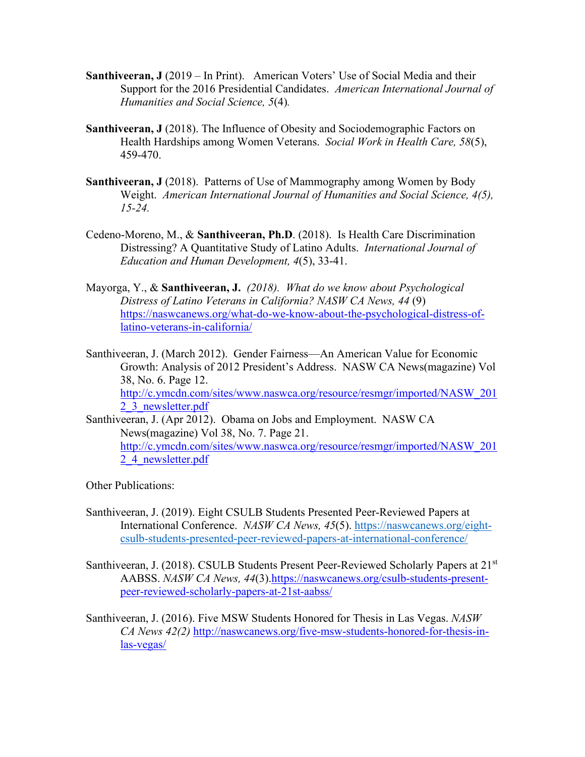**Santhiveeran, J** (2019 – In Print). American Voters' Use of Social Media and their Support for the 2016 Presidential Candidates. *American International Journal of Humanities and Social Science, 5*(4)*.*

**Santhiveeran, J** (2018). The Influence of Obesity and Sociodemographic Factors on Health Hardships among Women Veterans. *Social Work in Health Care, 58*(5), 459-470.

**Santhiveeran, J** (2018). Patterns of Use of Mammography among Women by Body Weight. *American International Journal of Humanities and Social Science, 4(5), 15-24.*

Cedeno-Moreno, M., & **Santhiveeran, Ph.D**. (2018). Is Health Care Discrimination Distressing? A Quantitative Study of Latino Adults. *International Journal of Education and Human Development, 4*(5), 33-41.

Mayorga, Y., & **Santhiveeran, J.** *(2018). What do we know about Psychological Distress of Latino Veterans in California? NASW CA News, 44* (9) https://naswcanews.org/what-do-we-know-about-the-psychological-distress-of-latino-veterans-in-california/

Santhiveeran, J. (March 2012). Gender Fairness—An American Value for Economic Growth: Analysis of 2012 President's Address. NASW CA News(magazine) Vol 38, No. 6. Page 12. http://c.ymcdn.com/sites/www.naswca.org/resource/resmgr/imported/NASW_2012_3_newsletter.pdf

Santhiveeran, J. (Apr 2012). Obama on Jobs and Employment. NASW CA News(magazine) Vol 38, No. 7. Page 21. http://c.ymcdn.com/sites/www.naswca.org/resource/resmgr/imported/NASW_2012_4_newsletter.pdf

Other Publications:

Santhiveeran, J. (2019). Eight CSULB Students Presented Peer-Reviewed Papers at International Conference. *NASW CA News, 45*(5). https://naswcanews.org/eight-csulb-students-presented-peer-reviewed-papers-at-international-conference/

Santhiveeran, J. (2018). CSULB Students Present Peer-Reviewed Scholarly Papers at 21st AABSS. *NASW CA News, 44*(3).https://naswcanews.org/csulb-students-present-peer-reviewed-scholarly-papers-at-21st-aabss/

Santhiveeran, J. (2016). Five MSW Students Honored for Thesis in Las Vegas. *NASW CA News 42(2)* http://naswcanews.org/five-msw-students-honored-for-thesis-in-las-vegas/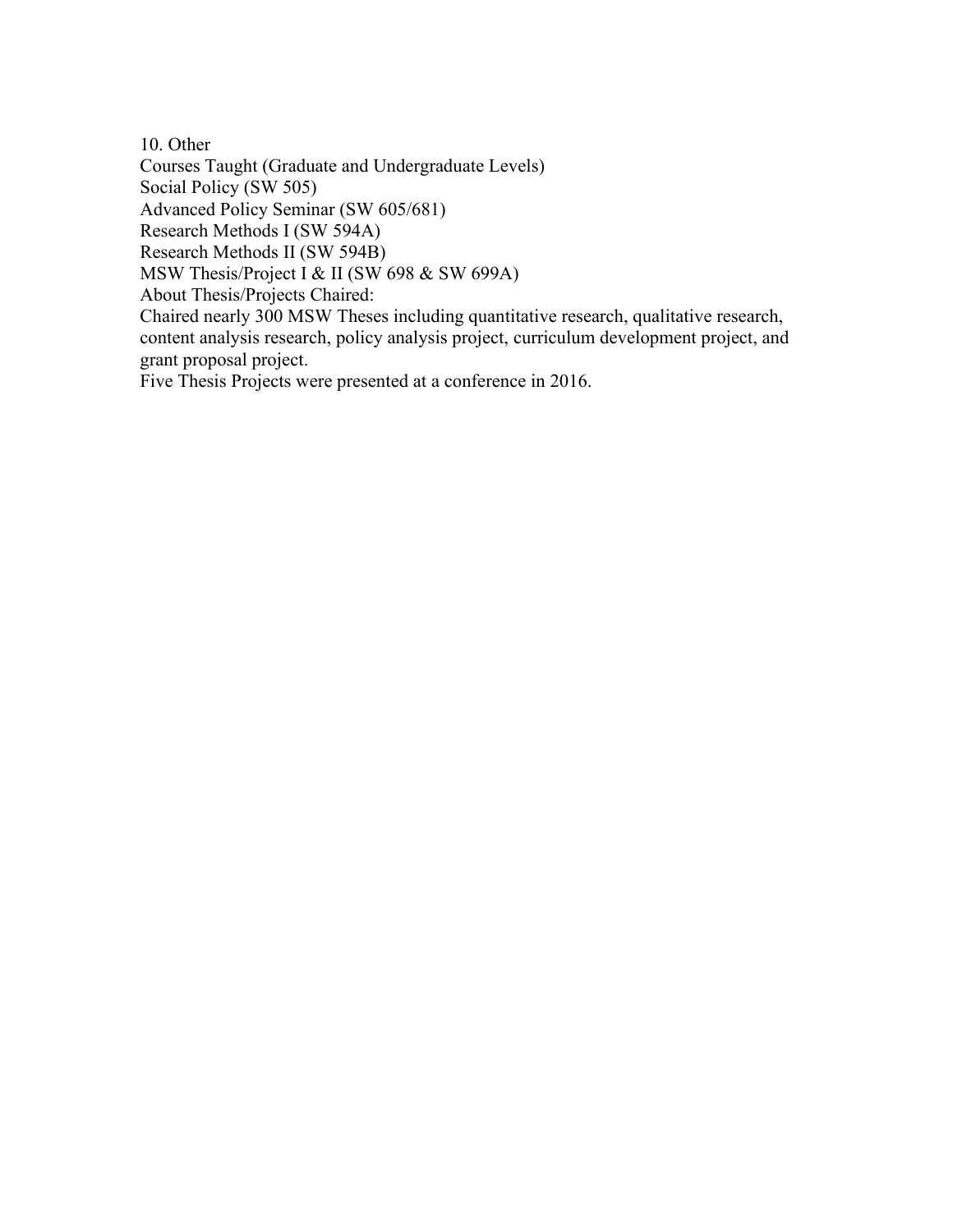## 10. Other

Courses Taught (Graduate and Undergraduate Levels)

Social Policy (SW 505)
Advanced Policy Seminar (SW 605/681)
Research Methods I (SW 594A)
Research Methods II (SW 594B)
MSW Thesis/Project I & II (SW 698 & SW 699A)

About Thesis/Projects Chaired:

Chaired nearly 300 MSW Theses including quantitative research, qualitative research, content analysis research, policy analysis project, curriculum development project, and grant proposal project.

Five Thesis Projects were presented at a conference in 2016.